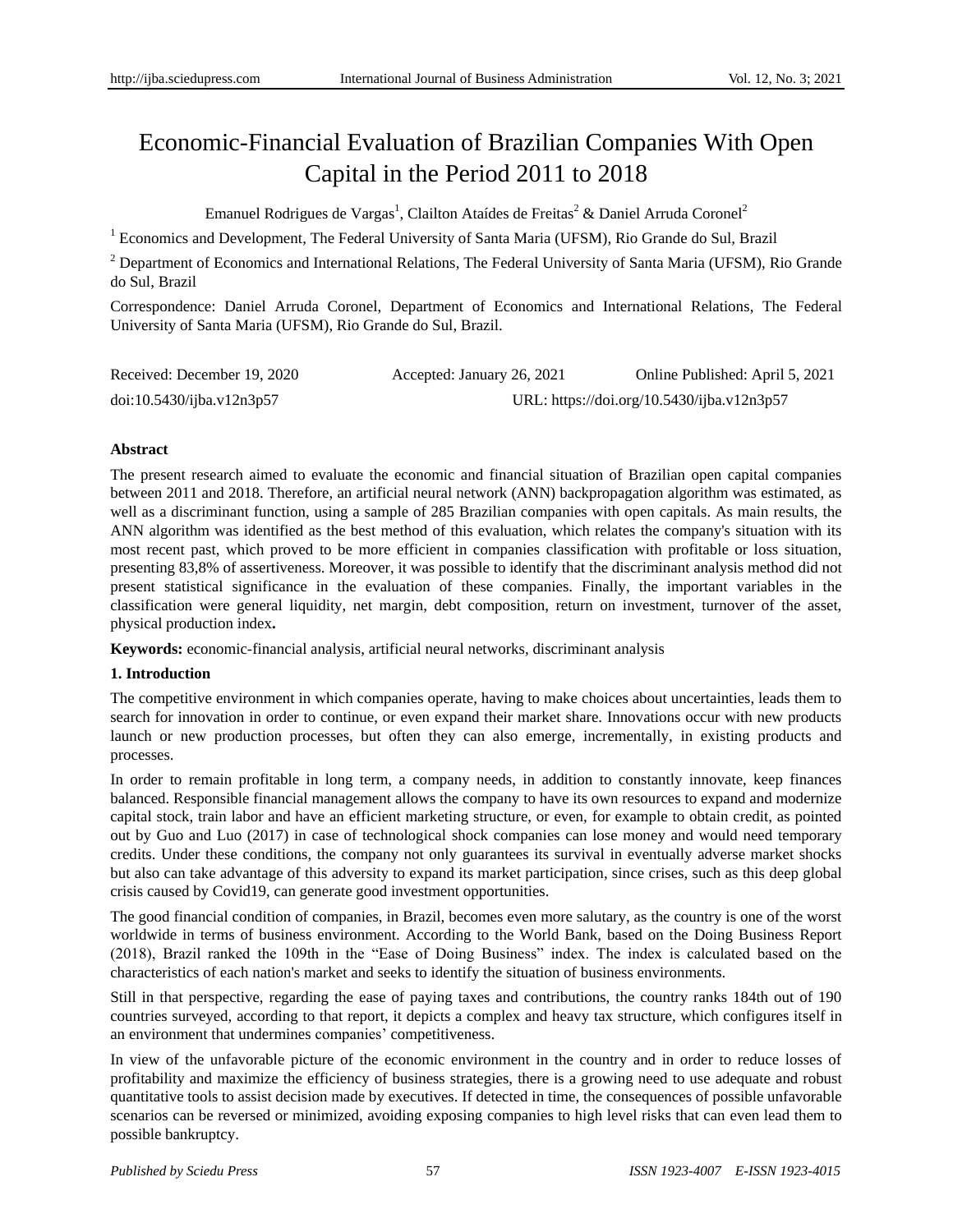# Economic-Financial Evaluation of Brazilian Companies With Open Capital in the Period 2011 to 2018

Emanuel Rodrigues de Vargas[1], Clailton Ataídes de Freitas[2] & Daniel Arruda Coronel[2]

[1] Economics and Development, The Federal University of Santa Maria (UFSM), Rio Grande do Sul, Brazil

[2] Department of Economics and International Relations, The Federal University of Santa Maria (UFSM), Rio Grande do Sul, Brazil

Correspondence: Daniel Arruda Coronel, Department of Economics and International Relations, The Federal University of Santa Maria (UFSM), Rio Grande do Sul, Brazil.

Received: December 19, 2020 Accepted: January 26, 2021 Online Published: April 5, 2021

doi:10.5430/ijba.v12n3p57 URL: https://doi.org/10.5430/ijba.v12n3p57

**Abstract**

The present research aimed to evaluate the economic and financial situation of Brazilian open capital companies between 2011 and 2018. Therefore, an artificial neural network (ANN) backpropagation algorithm was estimated, as well as a discriminant function, using a sample of 285 Brazilian companies with open capitals. As main results, the ANN algorithm was identified as the best method of this evaluation, which relates the company's situation with its most recent past, which proved to be more efficient in companies classification with profitable or loss situation, presenting 83,8% of assertiveness. Moreover, it was possible to identify that the discriminant analysis method did not present statistical significance in the evaluation of these companies. Finally, the important variables in the classification were general liquidity, net margin, debt composition, return on investment, turnover of the asset, physical production index**.**

**Keywords:** economic-financial analysis, artificial neural networks, discriminant analysis

## 1. Introduction

The competitive environment in which companies operate, having to make choices about uncertainties, leads them to search for innovation in order to continue, or even expand their market share. Innovations occur with new products launch or new production processes, but often they can also emerge, incrementally, in existing products and processes.

In order to remain profitable in long term, a company needs, in addition to constantly innovate, keep finances balanced. Responsible financial management allows the company to have its own resources to expand and modernize capital stock, train labor and have an efficient marketing structure, or even, for example to obtain credit, as pointed out by Guo and Luo (2017) in case of technological shock companies can lose money and would need temporary credits. Under these conditions, the company not only guarantees its survival in eventually adverse market shocks but also can take advantage of this adversity to expand its market participation, since crises, such as this deep global crisis caused by Covid19, can generate good investment opportunities.

The good financial condition of companies, in Brazil, becomes even more salutary, as the country is one of the worst worldwide in terms of business environment. According to the World Bank, based on the Doing Business Report (2018), Brazil ranked the 109th in the "Ease of Doing Business" index. The index is calculated based on the characteristics of each nation's market and seeks to identify the situation of business environments.

Still in that perspective, regarding the ease of paying taxes and contributions, the country ranks 184th out of 190 countries surveyed, according to that report, it depicts a complex and heavy tax structure, which configures itself in an environment that undermines companies' competitiveness.

In view of the unfavorable picture of the economic environment in the country and in order to reduce losses of profitability and maximize the efficiency of business strategies, there is a growing need to use adequate and robust quantitative tools to assist decision made by executives. If detected in time, the consequences of possible unfavorable scenarios can be reversed or minimized, avoiding exposing companies to high level risks that can even lead them to possible bankruptcy.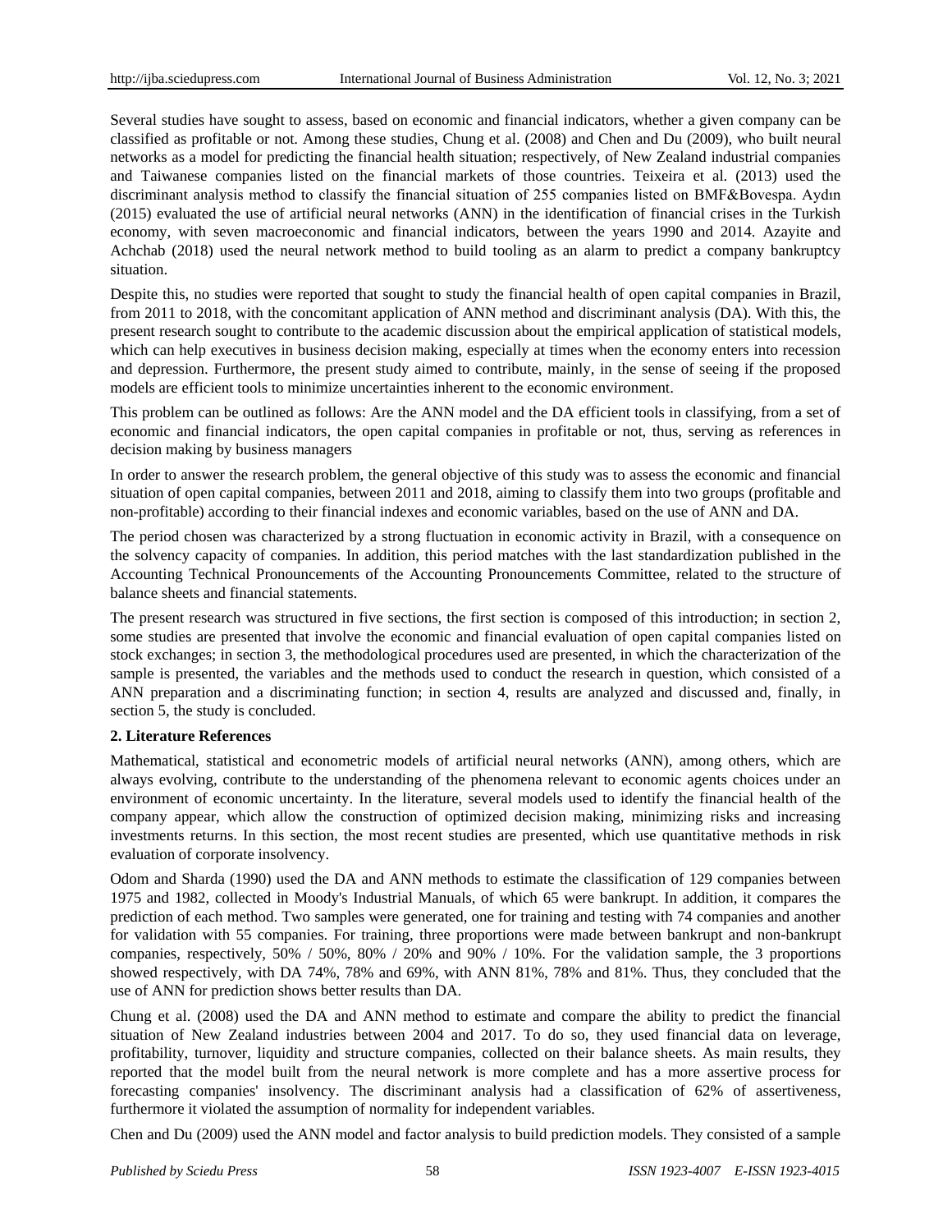Several studies have sought to assess, based on economic and financial indicators, whether a given company can be classified as profitable or not. Among these studies, Chung et al. (2008) and Chen and Du (2009), who built neural networks as a model for predicting the financial health situation; respectively, of New Zealand industrial companies and Taiwanese companies listed on the financial markets of those countries. Teixeira et al. (2013) used the discriminant analysis method to classify the financial situation of 255 companies listed on BMF&Bovespa. Aydın (2015) evaluated the use of artificial neural networks (ANN) in the identification of financial crises in the Turkish economy, with seven macroeconomic and financial indicators, between the years 1990 and 2014. Azayite and Achchab (2018) used the neural network method to build tooling as an alarm to predict a company bankruptcy situation.

Despite this, no studies were reported that sought to study the financial health of open capital companies in Brazil, from 2011 to 2018, with the concomitant application of ANN method and discriminant analysis (DA). With this, the present research sought to contribute to the academic discussion about the empirical application of statistical models, which can help executives in business decision making, especially at times when the economy enters into recession and depression. Furthermore, the present study aimed to contribute, mainly, in the sense of seeing if the proposed models are efficient tools to minimize uncertainties inherent to the economic environment.

This problem can be outlined as follows: Are the ANN model and the DA efficient tools in classifying, from a set of economic and financial indicators, the open capital companies in profitable or not, thus, serving as references in decision making by business managers

In order to answer the research problem, the general objective of this study was to assess the economic and financial situation of open capital companies, between 2011 and 2018, aiming to classify them into two groups (profitable and non-profitable) according to their financial indexes and economic variables, based on the use of ANN and DA.

The period chosen was characterized by a strong fluctuation in economic activity in Brazil, with a consequence on the solvency capacity of companies. In addition, this period matches with the last standardization published in the Accounting Technical Pronouncements of the Accounting Pronouncements Committee, related to the structure of balance sheets and financial statements.

The present research was structured in five sections, the first section is composed of this introduction; in section 2, some studies are presented that involve the economic and financial evaluation of open capital companies listed on stock exchanges; in section 3, the methodological procedures used are presented, in which the characterization of the sample is presented, the variables and the methods used to conduct the research in question, which consisted of a ANN preparation and a discriminating function; in section 4, results are analyzed and discussed and, finally, in section 5, the study is concluded.

## 2. Literature References

Mathematical, statistical and econometric models of artificial neural networks (ANN), among others, which are always evolving, contribute to the understanding of the phenomena relevant to economic agents choices under an environment of economic uncertainty. In the literature, several models used to identify the financial health of the company appear, which allow the construction of optimized decision making, minimizing risks and increasing investments returns. In this section, the most recent studies are presented, which use quantitative methods in risk evaluation of corporate insolvency.

Odom and Sharda (1990) used the DA and ANN methods to estimate the classification of 129 companies between 1975 and 1982, collected in Moody's Industrial Manuals, of which 65 were bankrupt. In addition, it compares the prediction of each method. Two samples were generated, one for training and testing with 74 companies and another for validation with 55 companies. For training, three proportions were made between bankrupt and non-bankrupt companies, respectively, 50% / 50%, 80% / 20% and 90% / 10%. For the validation sample, the 3 proportions showed respectively, with DA 74%, 78% and 69%, with ANN 81%, 78% and 81%. Thus, they concluded that the use of ANN for prediction shows better results than DA.

Chung et al. (2008) used the DA and ANN method to estimate and compare the ability to predict the financial situation of New Zealand industries between 2004 and 2017. To do so, they used financial data on leverage, profitability, turnover, liquidity and structure companies, collected on their balance sheets. As main results, they reported that the model built from the neural network is more complete and has a more assertive process for forecasting companies' insolvency. The discriminant analysis had a classification of 62% of assertiveness, furthermore it violated the assumption of normality for independent variables.

Chen and Du (2009) used the ANN model and factor analysis to build prediction models. They consisted of a sample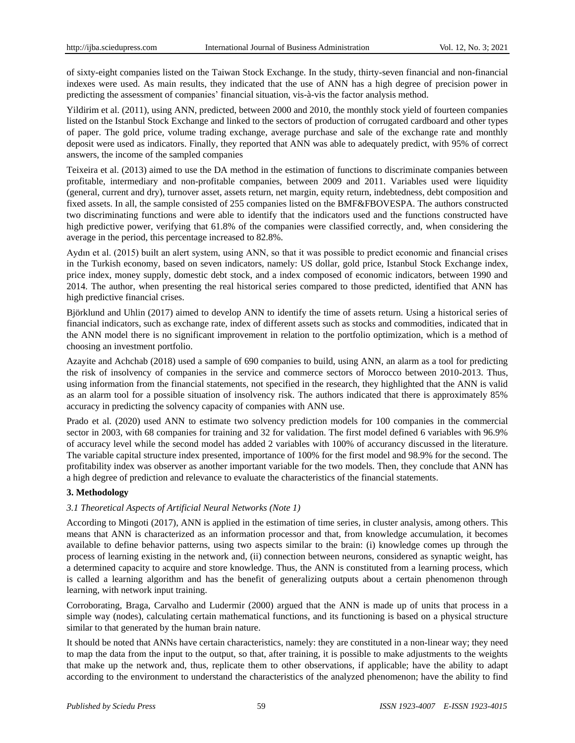of sixty-eight companies listed on the Taiwan Stock Exchange. In the study, thirty-seven financial and non-financial indexes were used. As main results, they indicated that the use of ANN has a high degree of precision power in predicting the assessment of companies' financial situation, vis-à-vis the factor analysis method.

Yildirim et al. (2011), using ANN, predicted, between 2000 and 2010, the monthly stock yield of fourteen companies listed on the Istanbul Stock Exchange and linked to the sectors of production of corrugated cardboard and other types of paper. The gold price, volume trading exchange, average purchase and sale of the exchange rate and monthly deposit were used as indicators. Finally, they reported that ANN was able to adequately predict, with 95% of correct answers, the income of the sampled companies

Teixeira et al. (2013) aimed to use the DA method in the estimation of functions to discriminate companies between profitable, intermediary and non-profitable companies, between 2009 and 2011. Variables used were liquidity (general, current and dry), turnover asset, assets return, net margin, equity return, indebtedness, debt composition and fixed assets. In all, the sample consisted of 255 companies listed on the BMF&FBOVESPA. The authors constructed two discriminating functions and were able to identify that the indicators used and the functions constructed have high predictive power, verifying that 61.8% of the companies were classified correctly, and, when considering the average in the period, this percentage increased to 82.8%.

Aydın et al. (2015) built an alert system, using ANN, so that it was possible to predict economic and financial crises in the Turkish economy, based on seven indicators, namely: US dollar, gold price, Istanbul Stock Exchange index, price index, money supply, domestic debt stock, and a index composed of economic indicators, between 1990 and 2014. The author, when presenting the real historical series compared to those predicted, identified that ANN has high predictive financial crises.

Björklund and Uhlin (2017) aimed to develop ANN to identify the time of assets return. Using a historical series of financial indicators, such as exchange rate, index of different assets such as stocks and commodities, indicated that in the ANN model there is no significant improvement in relation to the portfolio optimization, which is a method of choosing an investment portfolio.

Azayite and Achchab (2018) used a sample of 690 companies to build, using ANN, an alarm as a tool for predicting the risk of insolvency of companies in the service and commerce sectors of Morocco between 2010-2013. Thus, using information from the financial statements, not specified in the research, they highlighted that the ANN is valid as an alarm tool for a possible situation of insolvency risk. The authors indicated that there is approximately 85% accuracy in predicting the solvency capacity of companies with ANN use.

Prado et al. (2020) used ANN to estimate two solvency prediction models for 100 companies in the commercial sector in 2003, with 68 companies for training and 32 for validation. The first model defined 6 variables with 96.9% of accuracy level while the second model has added 2 variables with 100% of accurancy discussed in the literature. The variable capital structure index presented, importance of 100% for the first model and 98.9% for the second. The profitability index was observer as another important variable for the two models. Then, they conclude that ANN has a high degree of prediction and relevance to evaluate the characteristics of the financial statements.

## 3. Methodology

### *3.1 Theoretical Aspects of Artificial Neural Networks (Note 1)*

According to Mingoti (2017), ANN is applied in the estimation of time series, in cluster analysis, among others. This means that ANN is characterized as an information processor and that, from knowledge accumulation, it becomes available to define behavior patterns, using two aspects similar to the brain: (i) knowledge comes up through the process of learning existing in the network and, (ii) connection between neurons, considered as synaptic weight, has a determined capacity to acquire and store knowledge. Thus, the ANN is constituted from a learning process, which is called a learning algorithm and has the benefit of generalizing outputs about a certain phenomenon through learning, with network input training.

Corroborating, Braga, Carvalho and Ludermir (2000) argued that the ANN is made up of units that process in a simple way (nodes), calculating certain mathematical functions, and its functioning is based on a physical structure similar to that generated by the human brain nature.

It should be noted that ANNs have certain characteristics, namely: they are constituted in a non-linear way; they need to map the data from the input to the output, so that, after training, it is possible to make adjustments to the weights that make up the network and, thus, replicate them to other observations, if applicable; have the ability to adapt according to the environment to understand the characteristics of the analyzed phenomenon; have the ability to find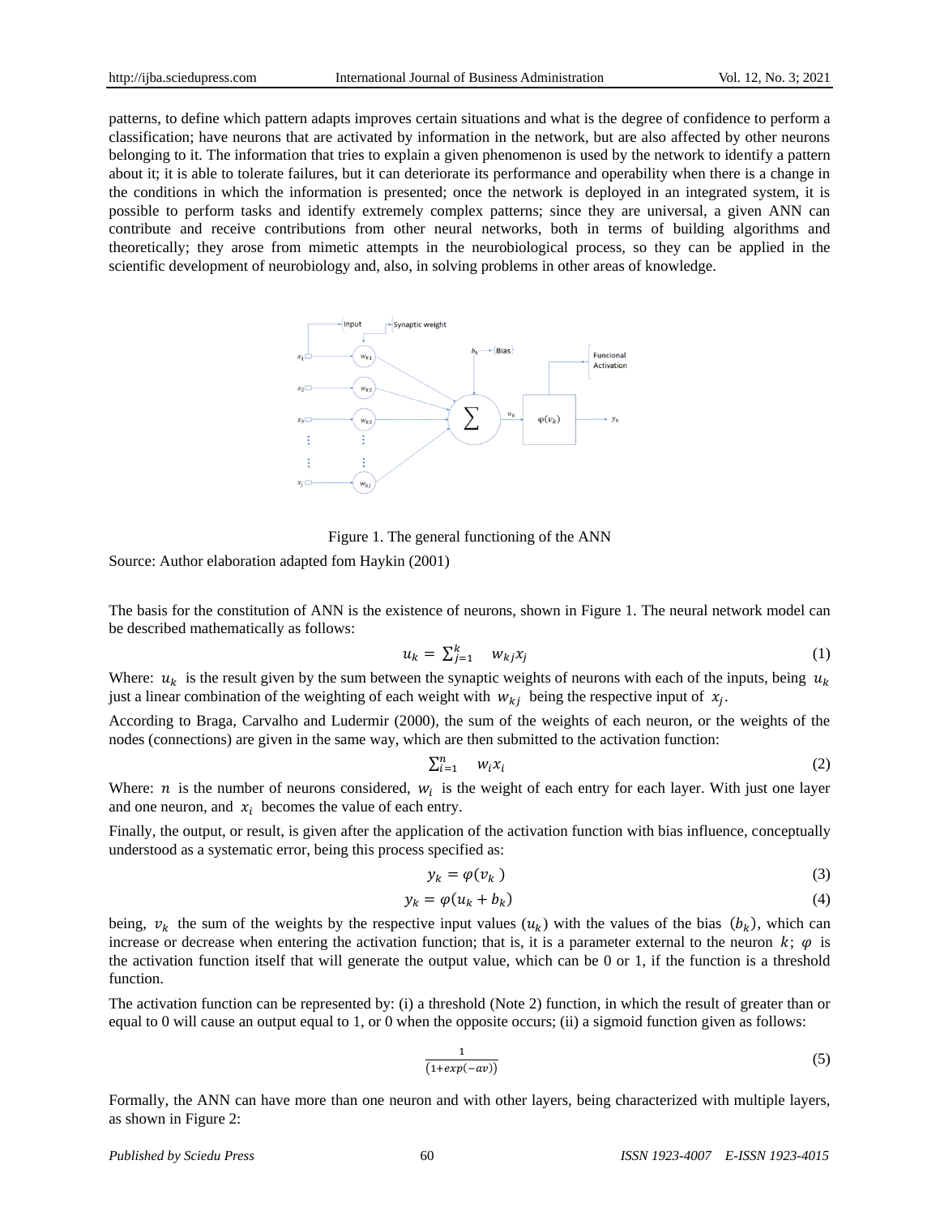patterns, to define which pattern adapts improves certain situations and what is the degree of confidence to perform a classification; have neurons that are activated by information in the network, but are also affected by other neurons belonging to it. The information that tries to explain a given phenomenon is used by the network to identify a pattern about it; it is able to tolerate failures, but it can deteriorate its performance and operability when there is a change in the conditions in which the information is presented; once the network is deployed in an integrated system, it is possible to perform tasks and identify extremely complex patterns; since they are universal, a given ANN can contribute and receive contributions from other neural networks, both in terms of building algorithms and theoretically; they arose from mimetic attempts in the neurobiological process, so they can be applied in the scientific development of neurobiology and, also, in solving problems in other areas of knowledge.

Figure 1. The general functioning of the ANN

Source: Author elaboration adapted fom Haykin (2001)

The basis for the constitution of ANN is the existence of neurons, shown in Figure 1. The neural network model can be described mathematically as follows:

$$u_k = \sum_{j=1}^{k} w_{kj} x_j \tag{1}$$

Where: $u_k$ is the result given by the sum between the synaptic weights of neurons with each of the inputs, being $u_k$ just a linear combination of the weighting of each weight with $w_{kj}$ being the respective input of $x_j$.

According to Braga, Carvalho and Ludermir (2000), the sum of the weights of each neuron, or the weights of the nodes (connections) are given in the same way, which are then submitted to the activation function:

$$\sum_{i=1}^{n} w_i x_i \tag{2}$$

Where: $n$ is the number of neurons considered, $w_i$ is the weight of each entry for each layer. With just one layer and one neuron, and $x_i$ becomes the value of each entry.

Finally, the output, or result, is given after the application of the activation function with bias influence, conceptually understood as a systematic error, being this process specified as:

$$y_k = \varphi(v_k) \tag{3}$$

$$y_k = \varphi(u_k + b_k) \tag{4}$$

being, $v_k$ the sum of the weights by the respective input values $(u_k)$ with the values of the bias $(b_k)$, which can increase or decrease when entering the activation function; that is, it is a parameter external to the neuron $k$; $\varphi$ is the activation function itself that will generate the output value, which can be 0 or 1, if the function is a threshold function.

The activation function can be represented by: (i) a threshold (Note 2) function, in which the result of greater than or equal to 0 will cause an output equal to 1, or 0 when the opposite occurs; (ii) a sigmoid function given as follows:

$$\frac{1}{(1+exp(-av))} \tag{5}$$

Formally, the ANN can have more than one neuron and with other layers, being characterized with multiple layers, as shown in Figure 2: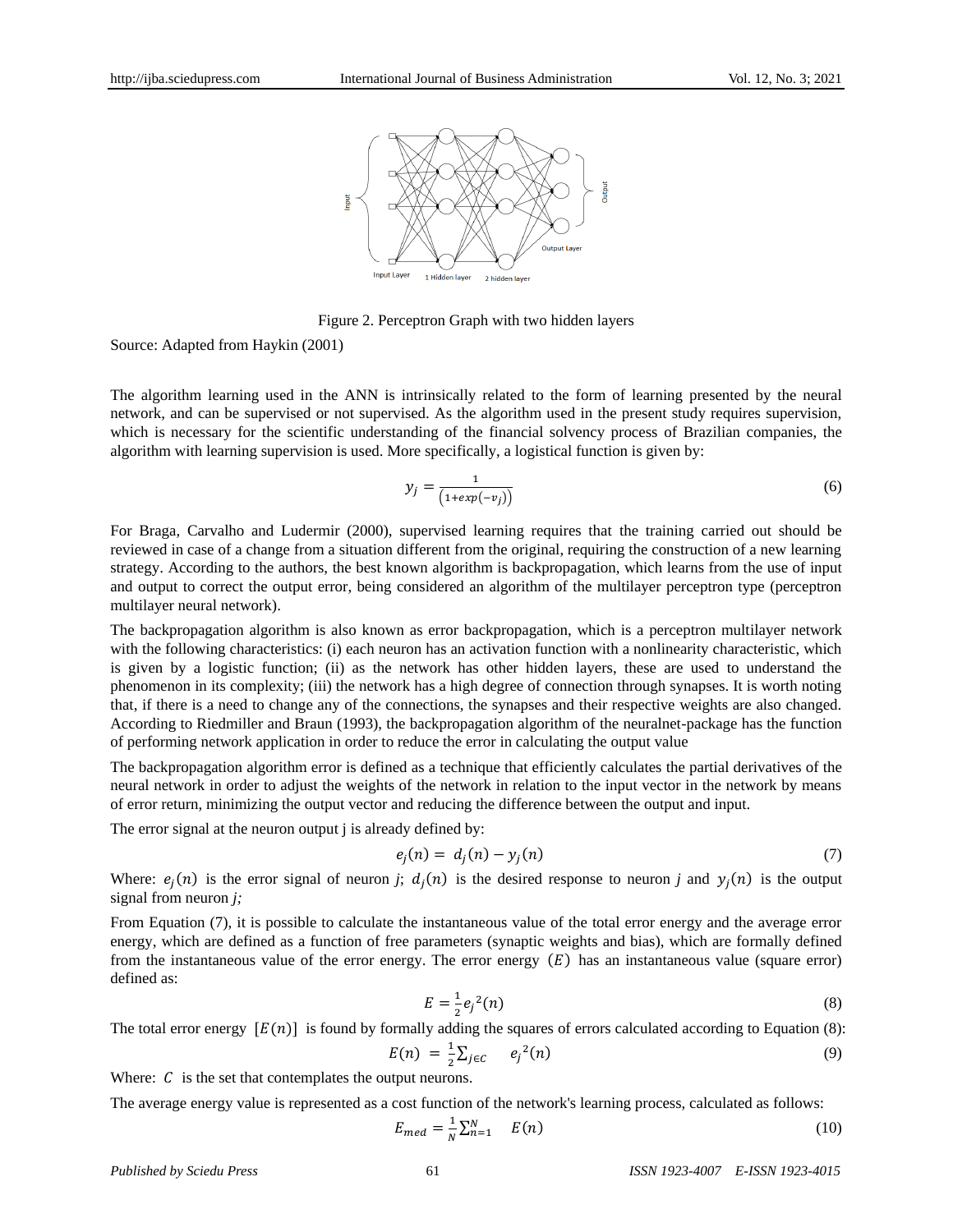Figure 2. Perceptron Graph with two hidden layers

Source: Adapted from Haykin (2001)

The algorithm learning used in the ANN is intrinsically related to the form of learning presented by the neural network, and can be supervised or not supervised. As the algorithm used in the present study requires supervision, which is necessary for the scientific understanding of the financial solvency process of Brazilian companies, the algorithm with learning supervision is used. More specifically, a logistical function is given by:

$$y_j = \frac{1}{\left(1+exp(-v_j)\right)} \tag{6}$$

For Braga, Carvalho and Ludermir (2000), supervised learning requires that the training carried out should be reviewed in case of a change from a situation different from the original, requiring the construction of a new learning strategy. According to the authors, the best known algorithm is backpropagation, which learns from the use of input and output to correct the output error, being considered an algorithm of the multilayer perceptron type (perceptron multilayer neural network).

The backpropagation algorithm is also known as error backpropagation, which is a perceptron multilayer network with the following characteristics: (i) each neuron has an activation function with a nonlinearity characteristic, which is given by a logistic function; (ii) as the network has other hidden layers, these are used to understand the phenomenon in its complexity; (iii) the network has a high degree of connection through synapses. It is worth noting that, if there is a need to change any of the connections, the synapses and their respective weights are also changed. According to Riedmiller and Braun (1993), the backpropagation algorithm of the neuralnet-package has the function of performing network application in order to reduce the error in calculating the output value

The backpropagation algorithm error is defined as a technique that efficiently calculates the partial derivatives of the neural network in order to adjust the weights of the network in relation to the input vector in the network by means of error return, minimizing the output vector and reducing the difference between the output and input.

The error signal at the neuron output j is already defined by:

$$e_j(n) = d_j(n) - y_j(n) \tag{7}$$

Where: $e_j(n)$ is the error signal of neuron *j*; $d_j(n)$ is the desired response to neuron *j* and $y_j(n)$ is the output signal from neuron *j;*

From Equation (7), it is possible to calculate the instantaneous value of the total error energy and the average error energy, which are defined as a function of free parameters (synaptic weights and bias), which are formally defined from the instantaneous value of the error energy. The error energy $(E)$ has an instantaneous value (square error) defined as:

$$E = \frac{1}{2}{e_j}^2(n) \tag{8}$$

The total error energy $[E(n)]$ is found by formally adding the squares of errors calculated according to Equation (8):

$$E(n) = \frac{1}{2}\sum_{j\in C} {e_j}^2(n) \tag{9}$$

Where: $C$ is the set that contemplates the output neurons.

The average energy value is represented as a cost function of the network's learning process, calculated as follows:

$$E_{med} = \frac{1}{N}\sum_{n=1}^{N} E(n) \tag{10}$$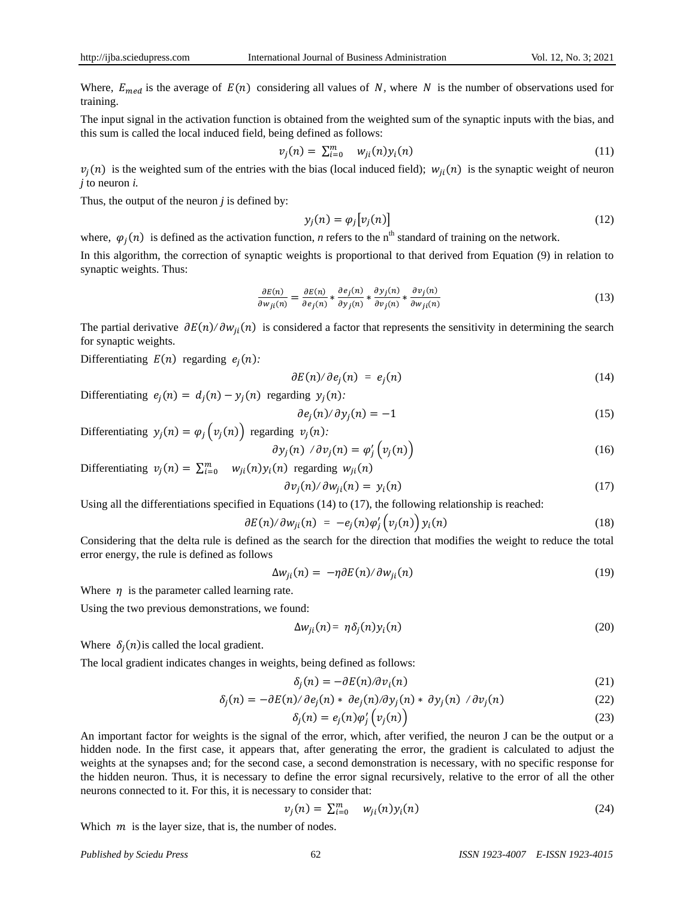Where, $E_{med}$ is the average of $E(n)$ considering all values of $N$, where $N$ is the number of observations used for training.

The input signal in the activation function is obtained from the weighted sum of the synaptic inputs with the bias, and this sum is called the local induced field, being defined as follows:

$$v_j(n) = \sum_{i=0}^{m} w_{ji}(n) y_i(n) \tag{11}$$

$v_j(n)$ is the weighted sum of the entries with the bias (local induced field); $w_{ji}(n)$ is the synaptic weight of neuron *j* to neuron *i*.

Thus, the output of the neuron *j* is defined by:

$$y_j(n) = \varphi_j[v_j(n)] \tag{12}$$

where, $\varphi_j(n)$ is defined as the activation function, *n* refers to the n$^{th}$ standard of training on the network.

In this algorithm, the correction of synaptic weights is proportional to that derived from Equation (9) in relation to synaptic weights. Thus:

$$\frac{\partial E(n)}{\partial w_{ji}(n)} = \frac{\partial E(n)}{\partial e_j(n)} * \frac{\partial e_j(n)}{\partial y_j(n)} * \frac{\partial y_j(n)}{\partial v_j(n)} * \frac{\partial v_j(n)}{\partial w_{ji}(n)} \tag{13}$$

The partial derivative $\partial E(n)/\partial w_{ji}(n)$ is considered a factor that represents the sensitivity in determining the search for synaptic weights.

Differentiating $E(n)$ regarding $e_j(n)$:

$$\partial E(n)/\partial e_j(n) = e_j(n) \tag{14}$$

Differentiating $e_j(n) = d_j(n) - y_j(n)$ regarding $y_j(n)$:

$$\partial e_j(n)/\partial y_j(n) = -1 \tag{15}$$

Differentiating $y_j(n) = \varphi_j\left(v_j(n)\right)$ regarding $v_j(n)$:

$$\partial y_j(n) / \partial v_j(n) = \varphi_j'\left(v_j(n)\right) \tag{16}$$

Differentiating $v_j(n) = \sum_{i=0}^{m} w_{ji}(n) y_i(n)$ regarding $w_{ji}(n)$

$$\partial v_j(n)/\partial w_{ji}(n) = y_i(n) \tag{17}$$

Using all the differentiations specified in Equations (14) to (17), the following relationship is reached:

$$\partial E(n)/\partial w_{ji}(n) = -e_j(n)\varphi_j'\left(v_j(n)\right) y_i(n) \tag{18}$$

Considering that the delta rule is defined as the search for the direction that modifies the weight to reduce the total error energy, the rule is defined as follows

$$\Delta w_{ji}(n) = -\eta \partial E(n)/\partial w_{ji}(n) \tag{19}$$

Where $\eta$ is the parameter called learning rate.

Using the two previous demonstrations, we found:

$$\Delta w_{ji}(n) = \eta \delta_j(n) y_i(n) \tag{20}$$

Where $\delta_j(n)$ is called the local gradient.

The local gradient indicates changes in weights, being defined as follows:

$$\delta_j(n) = -\partial E(n)/\partial v_i(n) \tag{21}$$

$$\delta_j(n) = -\partial E(n)/\partial e_j(n) * \partial e_j(n)/\partial y_j(n) * \partial y_j(n) / \partial v_j(n) \tag{22}$$

$$\delta_j(n) = e_j(n)\varphi_j'\left(v_j(n)\right) \tag{23}$$

An important factor for weights is the signal of the error, which, after verified, the neuron J can be the output or a hidden node. In the first case, it appears that, after generating the error, the gradient is calculated to adjust the weights at the synapses and; for the second case, a second demonstration is necessary, with no specific response for the hidden neuron. Thus, it is necessary to define the error signal recursively, relative to the error of all the other neurons connected to it. For this, it is necessary to consider that:

$$v_j(n) = \sum_{i=0}^{m} w_{ji}(n) y_i(n) \tag{24}$$

Which $m$ is the layer size, that is, the number of nodes.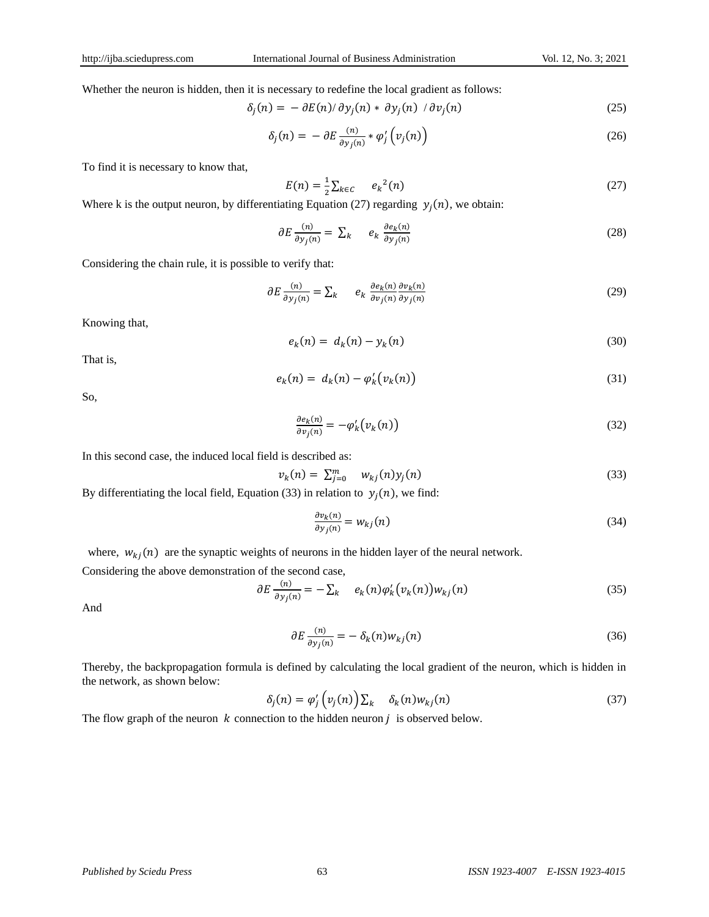Whether the neuron is hidden, then it is necessary to redefine the local gradient as follows:

$$\delta_j(n) = -\partial E(n)/\partial y_j(n) * \partial y_j(n) / \partial v_j(n) \tag{25}$$

$$\delta_j(n) = -\partial E \frac{(n)}{\partial y_j(n)} * \varphi_j' \left( v_j(n) \right) \tag{26}$$

To find it is necessary to know that,

$$E(n) = \frac{1}{2} \sum_{k \in C} \quad e_k{}^2(n) \tag{27}$$

Where k is the output neuron, by differentiating Equation (27) regarding $y_j(n)$, we obtain:

$$\partial E \frac{(n)}{\partial y_j(n)} = \sum_k \quad e_k \frac{\partial e_k(n)}{\partial y_j(n)} \tag{28}$$

Considering the chain rule, it is possible to verify that:

$$\partial E \frac{(n)}{\partial y_j(n)} = \sum_k \quad e_k \frac{\partial e_k(n)}{\partial v_j(n)} \frac{\partial v_k(n)}{\partial y_j(n)} \tag{29}$$

Knowing that,

$$e_k(n) = d_k(n) - y_k(n) \tag{30}$$

That is,

$$e_k(n) = d_k(n) - \varphi_k'(v_k(n)) \tag{31}$$

So,

$$\frac{\partial e_k(n)}{\partial v_j(n)} = -\varphi_k'(v_k(n)) \tag{32}$$

In this second case, the induced local field is described as:

$$v_k(n) = \sum_{j=0}^{m} \quad w_{kj}(n) y_j(n) \tag{33}$$

By differentiating the local field, Equation (33) in relation to $y_j(n)$, we find:

$$\frac{\partial v_k(n)}{\partial y_j(n)} = w_{kj}(n) \tag{34}$$

where, $w_{kj}(n)$ are the synaptic weights of neurons in the hidden layer of the neural network.

Considering the above demonstration of the second case,

$$\partial E \frac{(n)}{\partial y_j(n)} = -\sum_k \quad e_k(n) \varphi_k'(v_k(n)) w_{kj}(n) \tag{35}$$

And

$$\partial E \frac{(n)}{\partial y_j(n)} = -\delta_k(n) w_{kj}(n) \tag{36}$$

Thereby, the backpropagation formula is defined by calculating the local gradient of the neuron, which is hidden in the network, as shown below:

$$\delta_j(n) = \varphi_j' \left( v_j(n) \right) \sum_k \quad \delta_k(n) w_{kj}(n) \tag{37}$$

The flow graph of the neuron $k$ connection to the hidden neuron $j$ is observed below.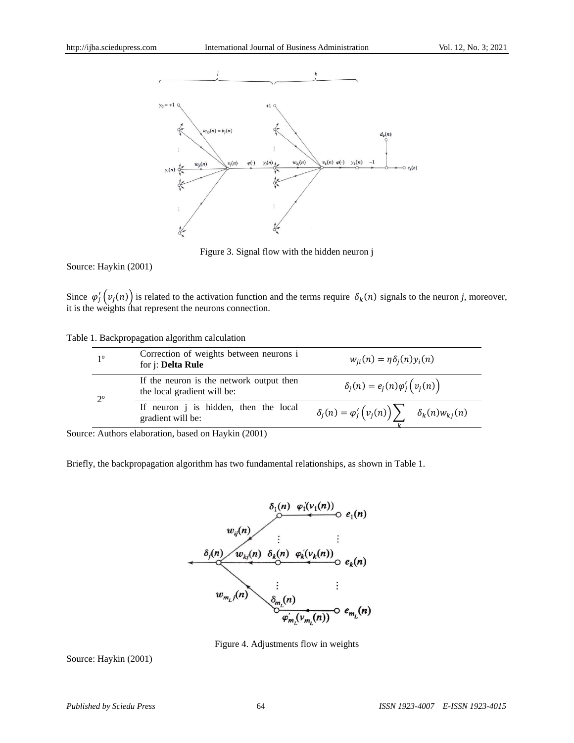Figure 3. Signal flow with the hidden neuron j

Source: Haykin (2001)

Since $\varphi_j'\left(v_j(n)\right)$ is related to the activation function and the terms require $\delta_k(n)$ signals to the neuron *j*, moreover, it is the weights that represent the neurons connection.

Table 1. Backpropagation algorithm calculation

| | | |
|---|---|---|
| 1º | Correction of weights between neurons i for j: **Delta Rule** | $w_{ji}(n) = \eta\delta_j(n)y_i(n)$ |
| 2º | If the neuron is the network output then the local gradient will be: | $\delta_j(n) = e_j(n)\varphi_j'\left(v_j(n)\right)$ |
| | If neuron j is hidden, then the local gradient will be: | $\delta_j(n) = \varphi_j'\left(v_j(n)\right)\sum_k \delta_k(n)w_{kj}(n)$ |

Source: Authors elaboration, based on Haykin (2001)

Briefly, the backpropagation algorithm has two fundamental relationships, as shown in Table 1.

Figure 4. Adjustments flow in weights

Source: Haykin (2001)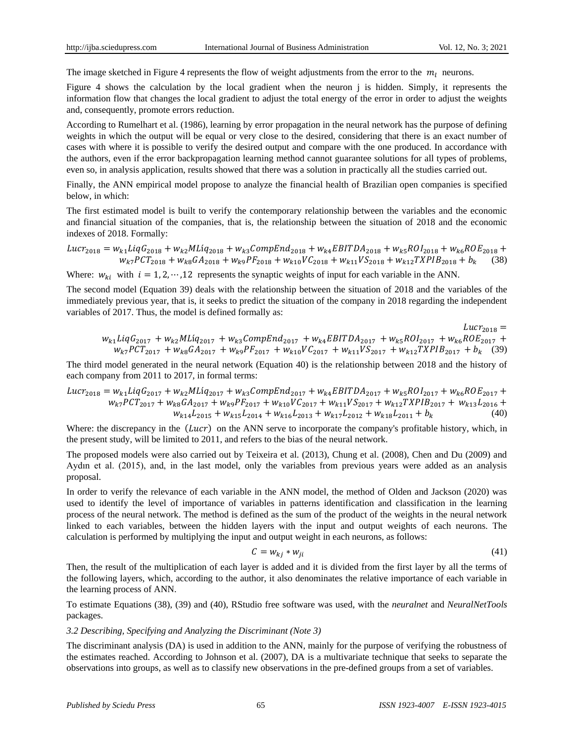The image sketched in Figure 4 represents the flow of weight adjustments from the error to the $m_l$ neurons.

Figure 4 shows the calculation by the local gradient when the neuron j is hidden. Simply, it represents the information flow that changes the local gradient to adjust the total energy of the error in order to adjust the weights and, consequently, promote errors reduction.

According to Rumelhart et al. (1986), learning by error propagation in the neural network has the purpose of defining weights in which the output will be equal or very close to the desired, considering that there is an exact number of cases with where it is possible to verify the desired output and compare with the one produced. In accordance with the authors, even if the error backpropagation learning method cannot guarantee solutions for all types of problems, even so, in analysis application, results showed that there was a solution in practically all the studies carried out.

Finally, the ANN empirical model propose to analyze the financial health of Brazilian open companies is specified below, in which:

The first estimated model is built to verify the contemporary relationship between the variables and the economic and financial situation of the companies, that is, the relationship between the situation of 2018 and the economic indexes of 2018. Formally:

$$Lucr_{2018} = w_{k1}LiqG_{2018} + w_{k2}MLíq_{2018} + w_{k3}CompEnd_{2018} + w_{k4}EBITDA_{2018} + w_{k5}ROI_{2018} + w_{k6}ROE_{2018} + w_{k7}PCT_{2018} + w_{k8}GA_{2018} + w_{k9}PF_{2018} + w_{k10}VC_{2018} + w_{k11}VS_{2018} + w_{k12}TXPIB_{2018} + b_k \quad (38)$$

Where: $w_{ki}$ with $i = 1, 2, \cdots, 12$ represents the synaptic weights of input for each variable in the ANN.

The second model (Equation 39) deals with the relationship between the situation of 2018 and the variables of the immediately previous year, that is, it seeks to predict the situation of the company in 2018 regarding the independent variables of 2017. Thus, the model is defined formally as:

$$Lucr_{2018} = w_{k1}LiqG_{2017} + w_{k2}MLíq_{2017} + w_{k3}CompEnd_{2017} + w_{k4}EBITDA_{2017} + w_{k5}ROI_{2017} + w_{k6}ROE_{2017} + w_{k7}PCT_{2017} + w_{k8}GA_{2017} + w_{k9}PF_{2017} + w_{k10}VC_{2017} + w_{k11}VS_{2017} + w_{k12}TXPIB_{2017} + b_k \quad (39)$$

The third model generated in the neural network (Equation 40) is the relationship between 2018 and the history of each company from 2011 to 2017, in formal terms:

$$Lucr_{2018} = w_{k1}LiqG_{2017} + w_{k2}MLíq_{2017} + w_{k3}CompEnd_{2017} + w_{k4}EBITDA_{2017} + w_{k5}ROI_{2017} + w_{k6}ROE_{2017} + w_{k7}PCT_{2017} + w_{k8}GA_{2017} + w_{k9}PF_{2017} + w_{k10}VC_{2017} + w_{k11}VS_{2017} + w_{k12}TXPIB_{2017} + w_{k13}L_{2016} + w_{k14}L_{2015} + w_{k15}L_{2014} + w_{k16}L_{2013} + w_{k17}L_{2012} + w_{k18}L_{2011} + b_k \quad (40)$$

Where: the discrepancy in the $(Lucr)$ on the ANN serve to incorporate the company's profitable history, which, in the present study, will be limited to 2011, and refers to the bias of the neural network.

The proposed models were also carried out by Teixeira et al. (2013), Chung et al. (2008), Chen and Du (2009) and Aydın et al. (2015), and, in the last model, only the variables from previous years were added as an analysis proposal.

In order to verify the relevance of each variable in the ANN model, the method of Olden and Jackson (2020) was used to identify the level of importance of variables in patterns identification and classification in the learning process of the neural network. The method is defined as the sum of the product of the weights in the neural network linked to each variables, between the hidden layers with the input and output weights of each neurons. The calculation is performed by multiplying the input and output weight in each neurons, as follows:

$$C = w_{kj} * w_{ji} \quad (41)$$

Then, the result of the multiplication of each layer is added and it is divided from the first layer by all the terms of the following layers, which, according to the author, it also denominates the relative importance of each variable in the learning process of ANN.

To estimate Equations (38), (39) and (40), RStudio free software was used, with the *neuralnet* and *NeuralNetTools* packages.

### *3.2 Describing, Specifying and Analyzing the Discriminant (Note 3)*

The discriminant analysis (DA) is used in addition to the ANN, mainly for the purpose of verifying the robustness of the estimates reached. According to Johnson et al. (2007), DA is a multivariate technique that seeks to separate the observations into groups, as well as to classify new observations in the pre-defined groups from a set of variables.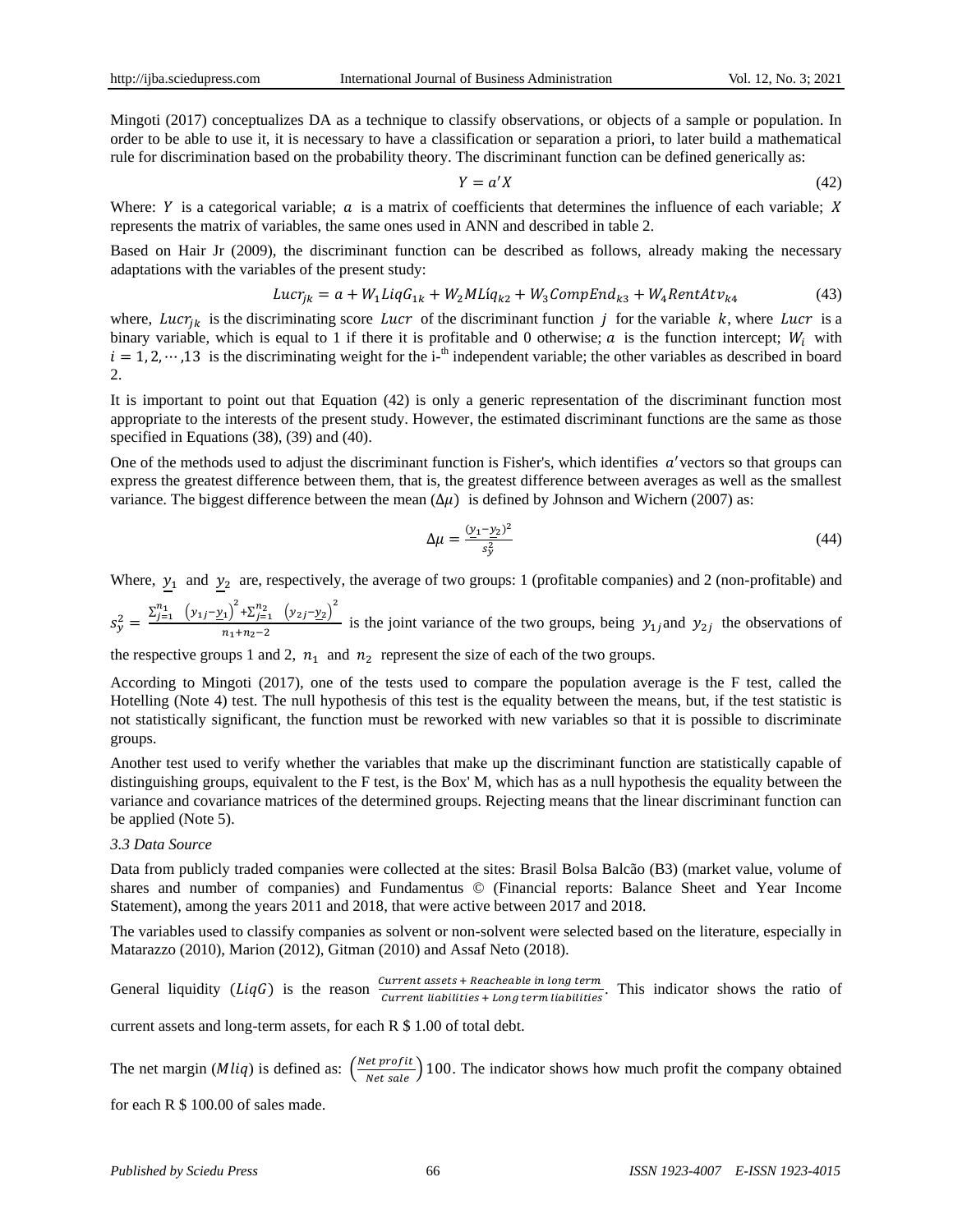Mingoti (2017) conceptualizes DA as a technique to classify observations, or objects of a sample or population. In order to be able to use it, it is necessary to have a classification or separation a priori, to later build a mathematical rule for discrimination based on the probability theory. The discriminant function can be defined generically as:

$$Y = a'X \tag{42}$$

Where: $Y$ is a categorical variable; $a$ is a matrix of coefficients that determines the influence of each variable; $X$ represents the matrix of variables, the same ones used in ANN and described in table 2.

Based on Hair Jr (2009), the discriminant function can be described as follows, already making the necessary adaptations with the variables of the present study:

$$Lucr_{jk} = a + W_1 LiqG_{1k} + W_2 MLíq_{k2} + W_3 CompEnd_{k3} + W_4 RentAtv_{k4} \tag{43}$$

where, $Lucr_{jk}$ is the discriminating score $Lucr$ of the discriminant function $j$ for the variable $k$, where $Lucr$ is a binary variable, which is equal to 1 if there it is profitable and 0 otherwise; $a$ is the function intercept; $W_i$ with $i = 1, 2, \cdots, 13$ is the discriminating weight for the i-th independent variable; the other variables as described in board 2.

It is important to point out that Equation (42) is only a generic representation of the discriminant function most appropriate to the interests of the present study. However, the estimated discriminant functions are the same as those specified in Equations (38), (39) and (40).

One of the methods used to adjust the discriminant function is Fisher's, which identifies $a'$ vectors so that groups can express the greatest difference between them, that is, the greatest difference between averages as well as the smallest variance. The biggest difference between the mean ($\Delta\mu$) is defined by Johnson and Wichern (2007) as:

$$\Delta\mu = \frac{(\underline{y_1} - \underline{y_2})^2}{s_y^2} \tag{44}$$

Where, $\underline{y_1}$ and $\underline{y_2}$ are, respectively, the average of two groups: 1 (profitable companies) and 2 (non-profitable) and $s_y^2 = \frac{\sum_{j=1}^{n_1} \left(y_{1j} - \underline{y_1}\right)^2 + \sum_{j=1}^{n_2} \left(y_{2j} - \underline{y_2}\right)^2}{n_1 + n_2 - 2}$ is the joint variance of the two groups, being $y_{1j}$ and $y_{2j}$ the observations of the respective groups 1 and 2, $n_1$ and $n_2$ represent the size of each of the two groups.

According to Mingoti (2017), one of the tests used to compare the population average is the F test, called the Hotelling (Note 4) test. The null hypothesis of this test is the equality between the means, but, if the test statistic is not statistically significant, the function must be reworked with new variables so that it is possible to discriminate groups.

Another test used to verify whether the variables that make up the discriminant function are statistically capable of distinguishing groups, equivalent to the F test, is the Box' M, which has as a null hypothesis the equality between the variance and covariance matrices of the determined groups. Rejecting means that the linear discriminant function can be applied (Note 5).

### 3.3 Data Source

Data from publicly traded companies were collected at the sites: Brasil Bolsa Balcão (B3) (market value, volume of shares and number of companies) and Fundamentus © (Financial reports: Balance Sheet and Year Income Statement), among the years 2011 and 2018, that were active between 2017 and 2018.

The variables used to classify companies as solvent or non-solvent were selected based on the literature, especially in Matarazzo (2010), Marion (2012), Gitman (2010) and Assaf Neto (2018).

General liquidity ($LiqG$) is the reason $\frac{Current\ assets + Reacheable\ in\ long\ term}{Current\ liabilities + Long\ term\ liabilities}$. This indicator shows the ratio of current assets and long-term assets, for each R \$ 1.00 of total debt.

The net margin ($Mliq$) is defined as: $\left(\frac{Net\ profit}{Net\ sale}\right)100$. The indicator shows how much profit the company obtained for each R \$ 100.00 of sales made.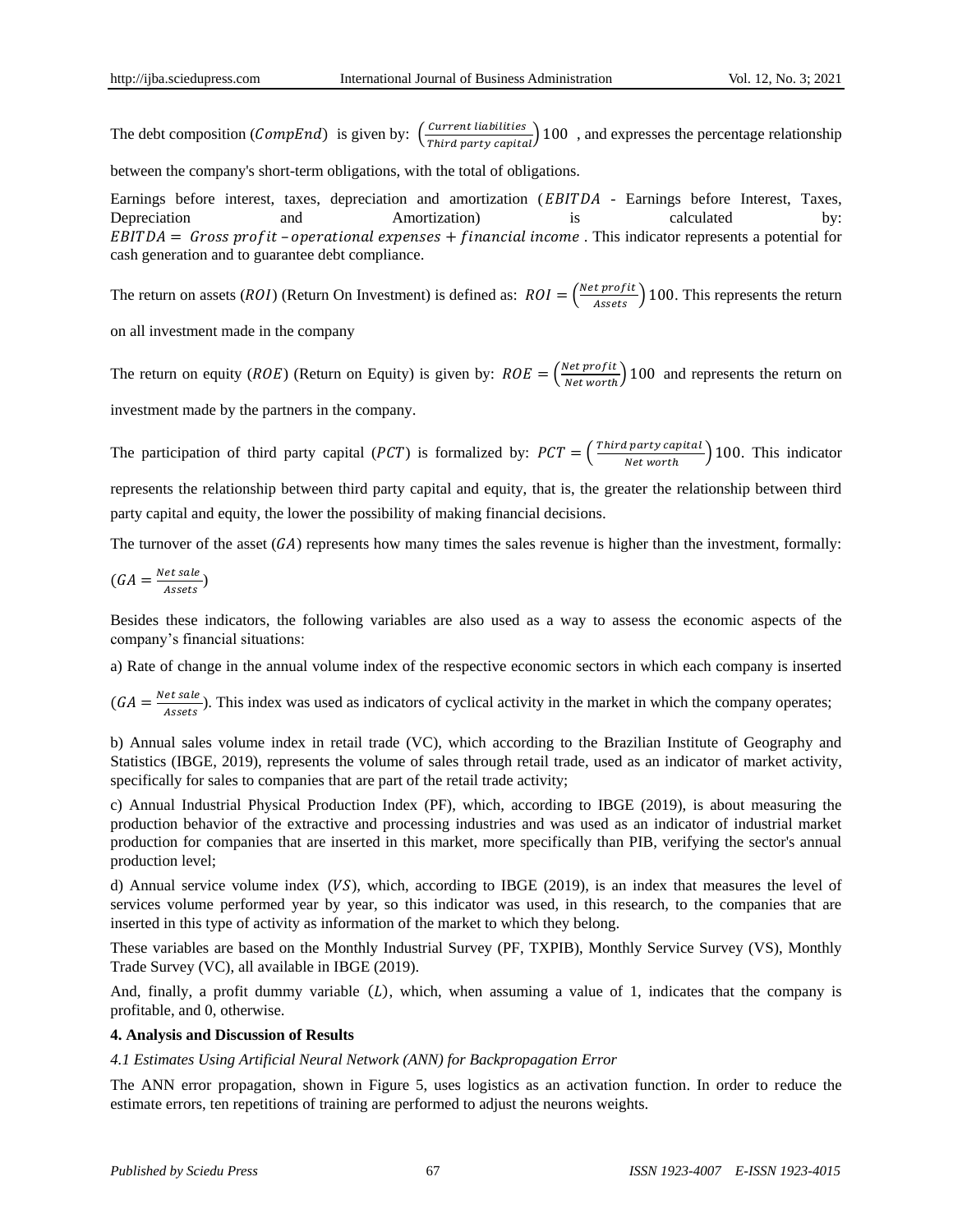The debt composition ($CompEnd$) is given by: $\left(\frac{Current\ liabilities}{Third\ party\ capital}\right)100$ , and expresses the percentage relationship between the company's short-term obligations, with the total of obligations.

Earnings before interest, taxes, depreciation and amortization ($EBITDA$ - Earnings before Interest, Taxes, Depreciation and Amortization) is calculated by: $EBITDA = Gross\ profit - operational\ expenses + financial\ income$ . This indicator represents a potential for cash generation and to guarantee debt compliance.

The return on assets ($ROI$) (Return On Investment) is defined as: $ROI = \left(\frac{Net\ profit}{Assets}\right)100$. This represents the return on all investment made in the company

The return on equity ($ROE$) (Return on Equity) is given by: $ROE = \left(\frac{Net\ profit}{Net\ worth}\right)100$ and represents the return on investment made by the partners in the company.

The participation of third party capital ($PCT$) is formalized by: $PCT = \left(\frac{Third\ party\ capital}{Net\ worth}\right)100$. This indicator represents the relationship between third party capital and equity, that is, the greater the relationship between third party capital and equity, the lower the possibility of making financial decisions.

The turnover of the asset ($GA$) represents how many times the sales revenue is higher than the investment, formally: $(GA = \frac{Net\ sale}{Assets})$

Besides these indicators, the following variables are also used as a way to assess the economic aspects of the company's financial situations:

a) Rate of change in the annual volume index of the respective economic sectors in which each company is inserted $(GA = \frac{Net\ sale}{Assets})$. This index was used as indicators of cyclical activity in the market in which the company operates;

b) Annual sales volume index in retail trade (VC), which according to the Brazilian Institute of Geography and Statistics (IBGE, 2019), represents the volume of sales through retail trade, used as an indicator of market activity, specifically for sales to companies that are part of the retail trade activity;

c) Annual Industrial Physical Production Index (PF), which, according to IBGE (2019), is about measuring the production behavior of the extractive and processing industries and was used as an indicator of industrial market production for companies that are inserted in this market, more specifically than PIB, verifying the sector's annual production level;

d) Annual service volume index ($VS$), which, according to IBGE (2019), is an index that measures the level of services volume performed year by year, so this indicator was used, in this research, to the companies that are inserted in this type of activity as information of the market to which they belong.

These variables are based on the Monthly Industrial Survey (PF, TXPIB), Monthly Service Survey (VS), Monthly Trade Survey (VC), all available in IBGE (2019).

And, finally, a profit dummy variable ($L$), which, when assuming a value of 1, indicates that the company is profitable, and 0, otherwise.

## 4. Analysis and Discussion of Results

### *4.1 Estimates Using Artificial Neural Network (ANN) for Backpropagation Error*

The ANN error propagation, shown in Figure 5, uses logistics as an activation function. In order to reduce the estimate errors, ten repetitions of training are performed to adjust the neurons weights.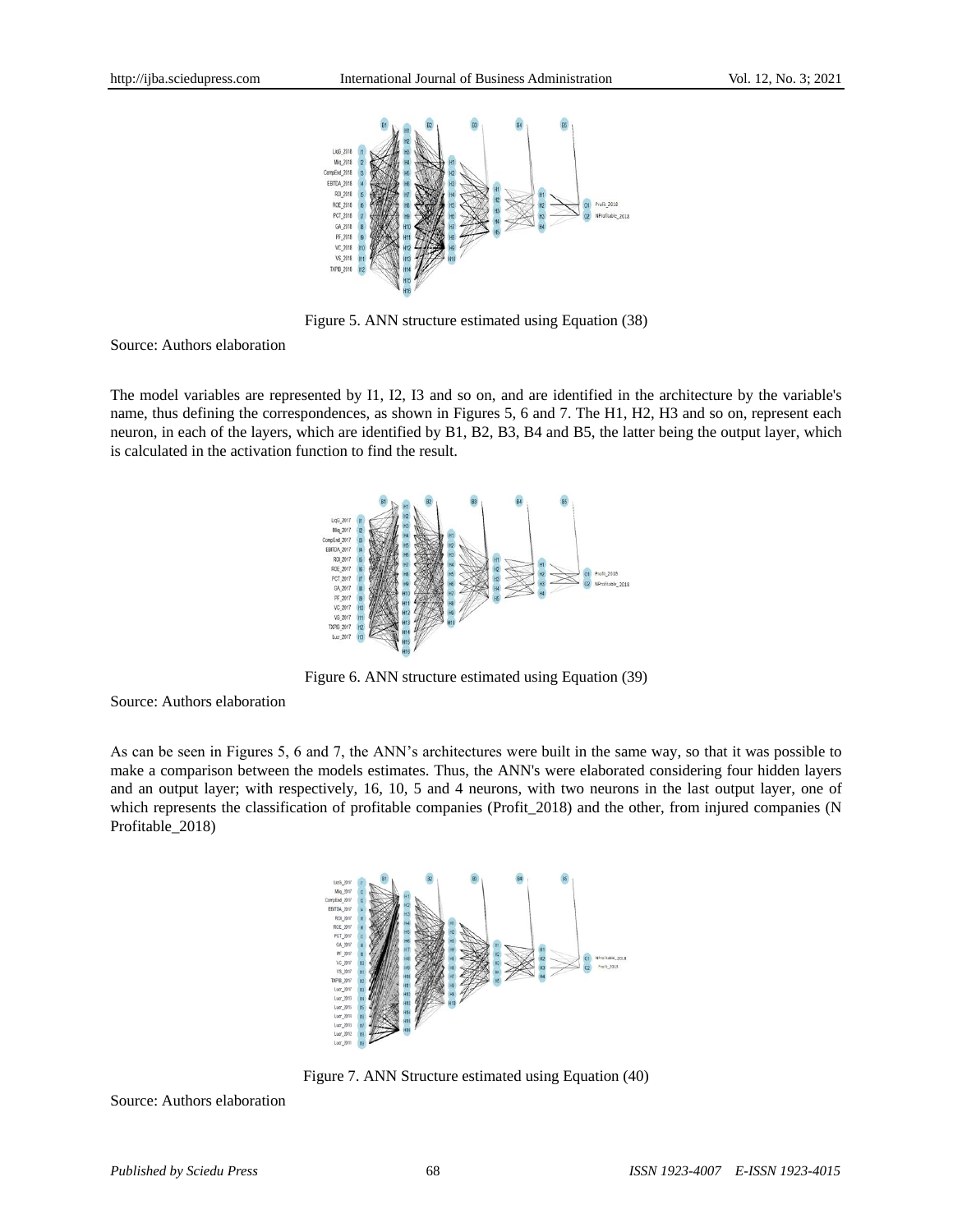Figure 5. ANN structure estimated using Equation (38)

Source: Authors elaboration

The model variables are represented by I1, I2, I3 and so on, and are identified in the architecture by the variable's name, thus defining the correspondences, as shown in Figures 5, 6 and 7. The H1, H2, H3 and so on, represent each neuron, in each of the layers, which are identified by B1, B2, B3, B4 and B5, the latter being the output layer, which is calculated in the activation function to find the result.

Figure 6. ANN structure estimated using Equation (39)

Source: Authors elaboration

As can be seen in Figures 5, 6 and 7, the ANN's architectures were built in the same way, so that it was possible to make a comparison between the models estimates. Thus, the ANN's were elaborated considering four hidden layers and an output layer; with respectively, 16, 10, 5 and 4 neurons, with two neurons in the last output layer, one of which represents the classification of profitable companies (Profit_2018) and the other, from injured companies (N Profitable_2018)

Figure 7. ANN Structure estimated using Equation (40)

Source: Authors elaboration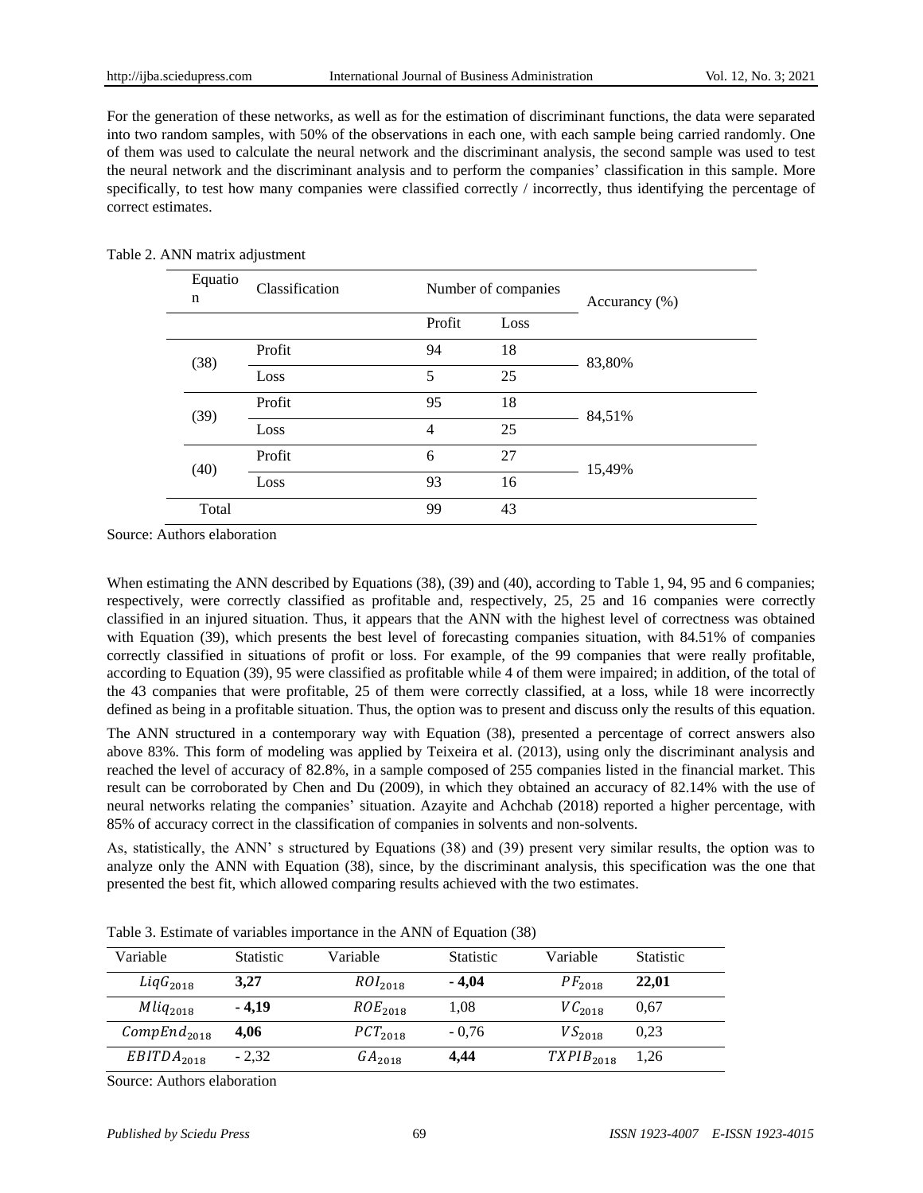For the generation of these networks, as well as for the estimation of discriminant functions, the data were separated into two random samples, with 50% of the observations in each one, with each sample being carried randomly. One of them was used to calculate the neural network and the discriminant analysis, the second sample was used to test the neural network and the discriminant analysis and to perform the companies' classification in this sample. More specifically, to test how many companies were classified correctly / incorrectly, thus identifying the percentage of correct estimates.

Table 2. ANN matrix adjustment

| Equation | Classification | Number of companies | | Accurancy (%) |
|---|---|---|---|---|
| | | Profit | Loss | |
| (38) | Profit | 94 | 18 | 83,80% |
| | Loss | 5 | 25 | |
| (39) | Profit | 95 | 18 | 84,51% |
| | Loss | 4 | 25 | |
| (40) | Profit | 6 | 27 | 15,49% |
| | Loss | 93 | 16 | |
| Total | | 99 | 43 | |

Source: Authors elaboration

When estimating the ANN described by Equations (38), (39) and (40), according to Table 1, 94, 95 and 6 companies; respectively, were correctly classified as profitable and, respectively, 25, 25 and 16 companies were correctly classified in an injured situation. Thus, it appears that the ANN with the highest level of correctness was obtained with Equation (39), which presents the best level of forecasting companies situation, with 84.51% of companies correctly classified in situations of profit or loss. For example, of the 99 companies that were really profitable, according to Equation (39), 95 were classified as profitable while 4 of them were impaired; in addition, of the total of the 43 companies that were profitable, 25 of them were correctly classified, at a loss, while 18 were incorrectly defined as being in a profitable situation. Thus, the option was to present and discuss only the results of this equation.

The ANN structured in a contemporary way with Equation (38), presented a percentage of correct answers also above 83%. This form of modeling was applied by Teixeira et al. (2013), using only the discriminant analysis and reached the level of accuracy of 82.8%, in a sample composed of 255 companies listed in the financial market. This result can be corroborated by Chen and Du (2009), in which they obtained an accuracy of 82.14% with the use of neural networks relating the companies' situation. Azayite and Achchab (2018) reported a higher percentage, with 85% of accuracy correct in the classification of companies in solvents and non-solvents.

As, statistically, the ANN' s structured by Equations (38) and (39) present very similar results, the option was to analyze only the ANN with Equation (38), since, by the discriminant analysis, this specification was the one that presented the best fit, which allowed comparing results achieved with the two estimates.

Table 3. Estimate of variables importance in the ANN of Equation (38)

| Variable | Statistic | Variable | Statistic | Variable | Statistic |
|---|---|---|---|---|---|
| $LiqG_{2018}$ | **3,27** | $ROI_{2018}$ | **- 4,04** | $PF_{2018}$ | **22,01** |
| $Mliq_{2018}$ | **- 4,19** | $ROE_{2018}$ | 1,08 | $VC_{2018}$ | 0,67 |
| $CompEnd_{2018}$ | **4,06** | $PCT_{2018}$ | - 0,76 | $VS_{2018}$ | 0,23 |
| $EBITDA_{2018}$ | - 2,32 | $GA_{2018}$ | **4,44** | $TXPIB_{2018}$ | 1,26 |

Source: Authors elaboration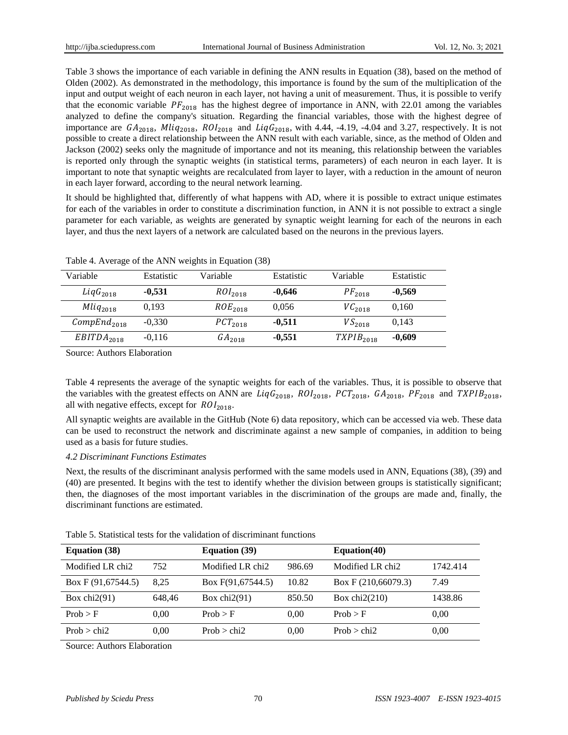Table 3 shows the importance of each variable in defining the ANN results in Equation (38), based on the method of Olden (2002). As demonstrated in the methodology, this importance is found by the sum of the multiplication of the input and output weight of each neuron in each layer, not having a unit of measurement. Thus, it is possible to verify that the economic variable $PF_{2018}$ has the highest degree of importance in ANN, with 22.01 among the variables analyzed to define the company's situation. Regarding the financial variables, those with the highest degree of importance are $GA_{2018}$, $Mliq_{2018}$, $ROI_{2018}$ and $LiqG_{2018}$, with 4.44, -4.19, -4.04 and 3.27, respectively. It is not possible to create a direct relationship between the ANN result with each variable, since, as the method of Olden and Jackson (2002) seeks only the magnitude of importance and not its meaning, this relationship between the variables is reported only through the synaptic weights (in statistical terms, parameters) of each neuron in each layer. It is important to note that synaptic weights are recalculated from layer to layer, with a reduction in the amount of neuron in each layer forward, according to the neural network learning.

It should be highlighted that, differently of what happens with AD, where it is possible to extract unique estimates for each of the variables in order to constitute a discrimination function, in ANN it is not possible to extract a single parameter for each variable, as weights are generated by synaptic weight learning for each of the neurons in each layer, and thus the next layers of a network are calculated based on the neurons in the previous layers.

Table 4. Average of the ANN weights in Equation (38)

| Variable | Estatistic | Variable | Estatistic | Variable | Estatistic |
|---|---|---|---|---|---|
| $LiqG_{2018}$ | **-0,531** | $ROI_{2018}$ | **-0,646** | $PF_{2018}$ | **-0,569** |
| $Mliq_{2018}$ | 0,193 | $ROE_{2018}$ | 0,056 | $VC_{2018}$ | 0,160 |
| $CompEnd_{2018}$ | -0,330 | $PCT_{2018}$ | **-0,511** | $VS_{2018}$ | 0,143 |
| $EBITDA_{2018}$ | -0,116 | $GA_{2018}$ | **-0,551** | $TXPIB_{2018}$ | **-0,609** |

Source: Authors Elaboration

Table 4 represents the average of the synaptic weights for each of the variables. Thus, it is possible to observe that the variables with the greatest effects on ANN are $LiqG_{2018}$, $ROI_{2018}$, $PCT_{2018}$, $GA_{2018}$, $PF_{2018}$ and $TXPIB_{2018}$, all with negative effects, except for $ROI_{2018}$.

All synaptic weights are available in the GitHub (Note 6) data repository, which can be accessed via web. These data can be used to reconstruct the network and discriminate against a new sample of companies, in addition to being used as a basis for future studies.

### *4.2 Discriminant Functions Estimates*

Next, the results of the discriminant analysis performed with the same models used in ANN, Equations (38), (39) and (40) are presented. It begins with the test to identify whether the division between groups is statistically significant; then, the diagnoses of the most important variables in the discrimination of the groups are made and, finally, the discriminant functions are estimated.

Table 5. Statistical tests for the validation of discriminant functions

| **Equation (38)** | | **Equation (39)** | | **Equation(40)** | |
|---|---|---|---|---|---|
| Modified LR chi2 | 752 | Modified LR chi2 | 986.69 | Modified LR chi2 | 1742.414 |
| Box F (91,67544.5) | 8,25 | Box F(91,67544.5) | 10.82 | Box F (210,66079.3) | 7.49 |
| Box chi2(91) | 648,46 | Box chi2(91) | 850.50 | Box chi2(210) | 1438.86 |
| Prob > F | 0,00 | Prob > F | 0,00 | Prob > F | 0,00 |
| Prob > chi2 | 0,00 | Prob > chi2 | 0,00 | Prob > chi2 | 0,00 |

Source: Authors Elaboration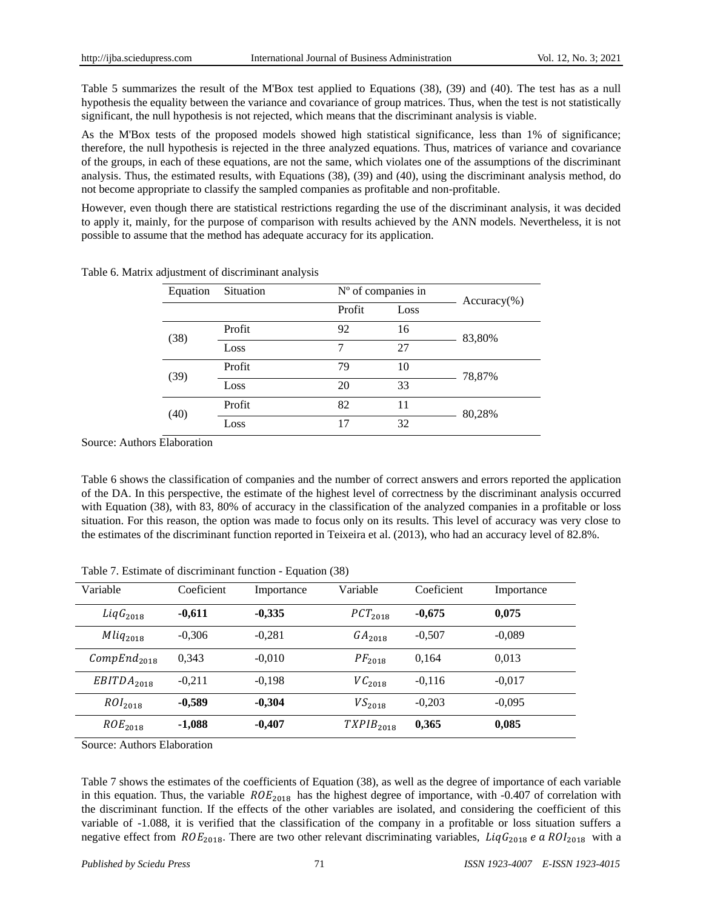Table 5 summarizes the result of the M'Box test applied to Equations (38), (39) and (40). The test has as a null hypothesis the equality between the variance and covariance of group matrices. Thus, when the test is not statistically significant, the null hypothesis is not rejected, which means that the discriminant analysis is viable.

As the M'Box tests of the proposed models showed high statistical significance, less than 1% of significance; therefore, the null hypothesis is rejected in the three analyzed equations. Thus, matrices of variance and covariance of the groups, in each of these equations, are not the same, which violates one of the assumptions of the discriminant analysis. Thus, the estimated results, with Equations (38), (39) and (40), using the discriminant analysis method, do not become appropriate to classify the sampled companies as profitable and non-profitable.

However, even though there are statistical restrictions regarding the use of the discriminant analysis, it was decided to apply it, mainly, for the purpose of comparison with results achieved by the ANN models. Nevertheless, it is not possible to assume that the method has adequate accuracy for its application.

Table 6. Matrix adjustment of discriminant analysis

| Equation | Situation | Nº of companies in | | Accuracy(%) |
|---|---|---|---|---|
| | | Profit | Loss | |
| (38) | Profit | 92 | 16 | 83,80% |
| | Loss | 7 | 27 | |
| (39) | Profit | 79 | 10 | 78,87% |
| | Loss | 20 | 33 | |
| (40) | Profit | 82 | 11 | 80,28% |
| | Loss | 17 | 32 | |

Source: Authors Elaboration

Table 6 shows the classification of companies and the number of correct answers and errors reported the application of the DA. In this perspective, the estimate of the highest level of correctness by the discriminant analysis occurred with Equation (38), with 83, 80% of accuracy in the classification of the analyzed companies in a profitable or loss situation. For this reason, the option was made to focus only on its results. This level of accuracy was very close to the estimates of the discriminant function reported in Teixeira et al. (2013), who had an accuracy level of 82.8%.

Table 7. Estimate of discriminant function - Equation (38)

| Variable | Coeficient | Importance | Variable | Coeficient | Importance |
|---|---|---|---|---|---|
| $LiqG_{2018}$ | **-0,611** | **-0,335** | $PCT_{2018}$ | **-0,675** | **0,075** |
| $Mliq_{2018}$ | -0,306 | -0,281 | $GA_{2018}$ | -0,507 | -0,089 |
| $CompEnd_{2018}$ | 0,343 | -0,010 | $PF_{2018}$ | 0,164 | 0,013 |
| $EBITDA_{2018}$ | -0,211 | -0,198 | $VC_{2018}$ | -0,116 | -0,017 |
| $ROI_{2018}$ | **-0,589** | **-0,304** | $VS_{2018}$ | -0,203 | -0,095 |
| $ROE_{2018}$ | **-1,088** | **-0,407** | $TXPIB_{2018}$ | **0,365** | **0,085** |

Source: Authors Elaboration

Table 7 shows the estimates of the coefficients of Equation (38), as well as the degree of importance of each variable in this equation. Thus, the variable $ROE_{2018}$ has the highest degree of importance, with -0.407 of correlation with the discriminant function. If the effects of the other variables are isolated, and considering the coefficient of this variable of -1.088, it is verified that the classification of the company in a profitable or loss situation suffers a negative effect from $ROE_{2018}$. There are two other relevant discriminating variables, $LiqG_{2018}$ *e a* $ROI_{2018}$ with a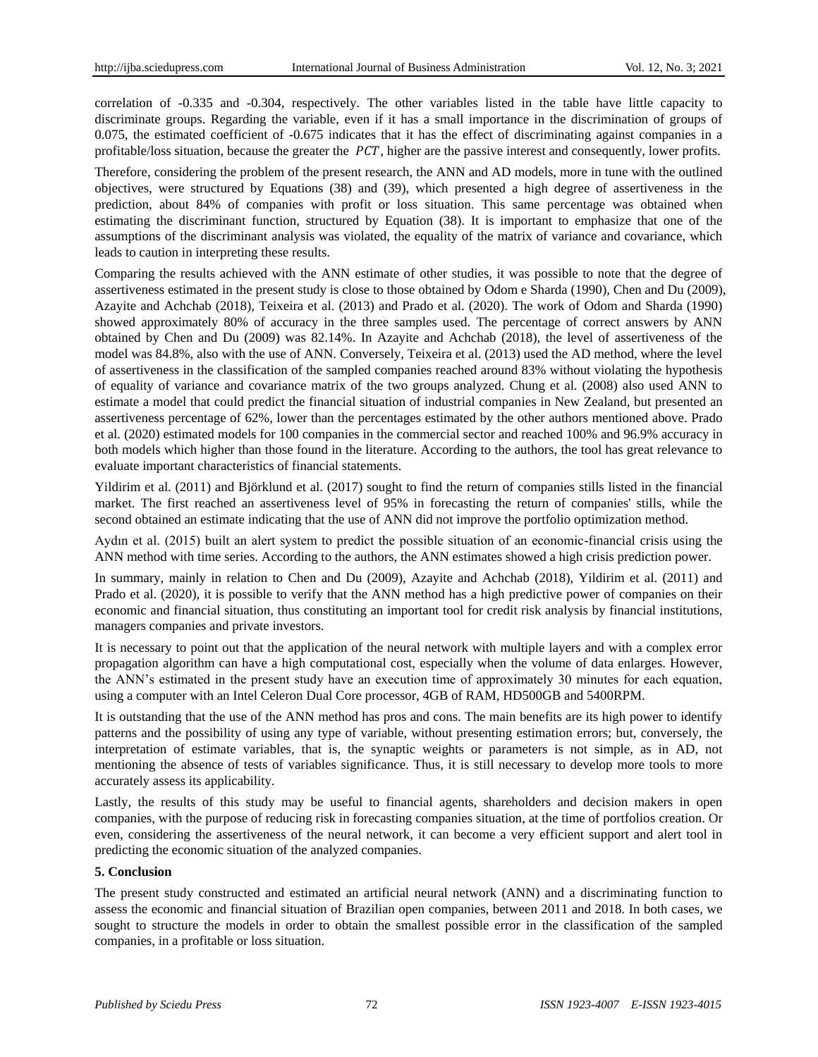correlation of -0.335 and -0.304, respectively. The other variables listed in the table have little capacity to discriminate groups. Regarding the variable, even if it has a small importance in the discrimination of groups of 0.075, the estimated coefficient of -0.675 indicates that it has the effect of discriminating against companies in a profitable/loss situation, because the greater the $PCT$, higher are the passive interest and consequently, lower profits.

Therefore, considering the problem of the present research, the ANN and AD models, more in tune with the outlined objectives, were structured by Equations (38) and (39), which presented a high degree of assertiveness in the prediction, about 84% of companies with profit or loss situation. This same percentage was obtained when estimating the discriminant function, structured by Equation (38). It is important to emphasize that one of the assumptions of the discriminant analysis was violated, the equality of the matrix of variance and covariance, which leads to caution in interpreting these results.

Comparing the results achieved with the ANN estimate of other studies, it was possible to note that the degree of assertiveness estimated in the present study is close to those obtained by Odom e Sharda (1990), Chen and Du (2009), Azayite and Achchab (2018), Teixeira et al. (2013) and Prado et al. (2020). The work of Odom and Sharda (1990) showed approximately 80% of accuracy in the three samples used. The percentage of correct answers by ANN obtained by Chen and Du (2009) was 82.14%. In Azayite and Achchab (2018), the level of assertiveness of the model was 84.8%, also with the use of ANN. Conversely, Teixeira et al. (2013) used the AD method, where the level of assertiveness in the classification of the sampled companies reached around 83% without violating the hypothesis of equality of variance and covariance matrix of the two groups analyzed. Chung et al. (2008) also used ANN to estimate a model that could predict the financial situation of industrial companies in New Zealand, but presented an assertiveness percentage of 62%, lower than the percentages estimated by the other authors mentioned above. Prado et al. (2020) estimated models for 100 companies in the commercial sector and reached 100% and 96.9% accuracy in both models which higher than those found in the literature. According to the authors, the tool has great relevance to evaluate important characteristics of financial statements.

Yildirim et al. (2011) and Björklund et al. (2017) sought to find the return of companies stills listed in the financial market. The first reached an assertiveness level of 95% in forecasting the return of companies' stills, while the second obtained an estimate indicating that the use of ANN did not improve the portfolio optimization method.

Aydın et al. (2015) built an alert system to predict the possible situation of an economic-financial crisis using the ANN method with time series. According to the authors, the ANN estimates showed a high crisis prediction power.

In summary, mainly in relation to Chen and Du (2009), Azayite and Achchab (2018), Yildirim et al. (2011) and Prado et al. (2020), it is possible to verify that the ANN method has a high predictive power of companies on their economic and financial situation, thus constituting an important tool for credit risk analysis by financial institutions, managers companies and private investors.

It is necessary to point out that the application of the neural network with multiple layers and with a complex error propagation algorithm can have a high computational cost, especially when the volume of data enlarges. However, the ANN's estimated in the present study have an execution time of approximately 30 minutes for each equation, using a computer with an Intel Celeron Dual Core processor, 4GB of RAM, HD500GB and 5400RPM.

It is outstanding that the use of the ANN method has pros and cons. The main benefits are its high power to identify patterns and the possibility of using any type of variable, without presenting estimation errors; but, conversely, the interpretation of estimate variables, that is, the synaptic weights or parameters is not simple, as in AD, not mentioning the absence of tests of variables significance. Thus, it is still necessary to develop more tools to more accurately assess its applicability.

Lastly, the results of this study may be useful to financial agents, shareholders and decision makers in open companies, with the purpose of reducing risk in forecasting companies situation, at the time of portfolios creation. Or even, considering the assertiveness of the neural network, it can become a very efficient support and alert tool in predicting the economic situation of the analyzed companies.

## 5. Conclusion

The present study constructed and estimated an artificial neural network (ANN) and a discriminating function to assess the economic and financial situation of Brazilian open companies, between 2011 and 2018. In both cases, we sought to structure the models in order to obtain the smallest possible error in the classification of the sampled companies, in a profitable or loss situation.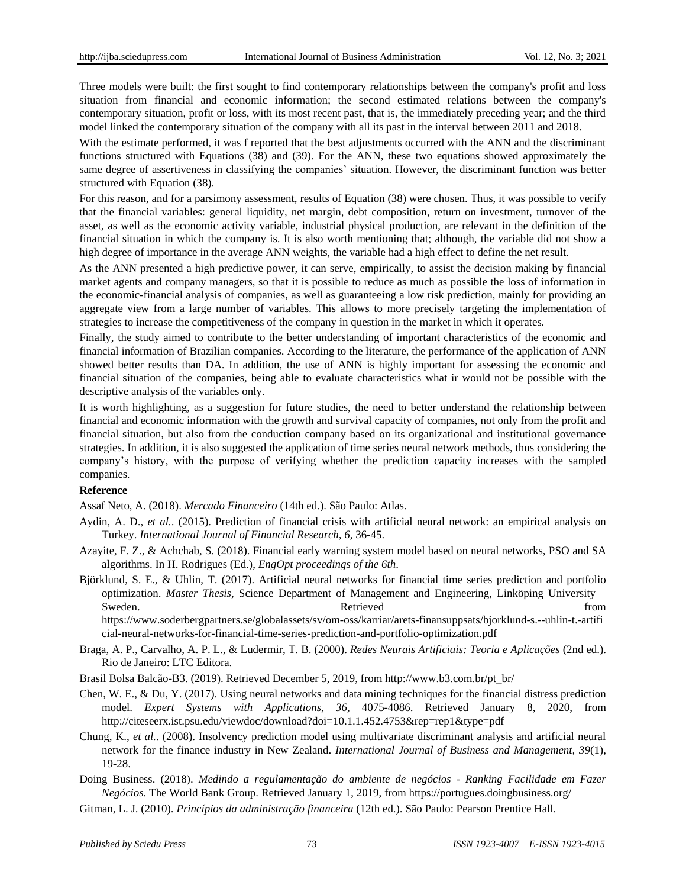Three models were built: the first sought to find contemporary relationships between the company's profit and loss situation from financial and economic information; the second estimated relations between the company's contemporary situation, profit or loss, with its most recent past, that is, the immediately preceding year; and the third model linked the contemporary situation of the company with all its past in the interval between 2011 and 2018.

With the estimate performed, it was f reported that the best adjustments occurred with the ANN and the discriminant functions structured with Equations (38) and (39). For the ANN, these two equations showed approximately the same degree of assertiveness in classifying the companies' situation. However, the discriminant function was better structured with Equation (38).

For this reason, and for a parsimony assessment, results of Equation (38) were chosen. Thus, it was possible to verify that the financial variables: general liquidity, net margin, debt composition, return on investment, turnover of the asset, as well as the economic activity variable, industrial physical production, are relevant in the definition of the financial situation in which the company is. It is also worth mentioning that; although, the variable did not show a high degree of importance in the average ANN weights, the variable had a high effect to define the net result.

As the ANN presented a high predictive power, it can serve, empirically, to assist the decision making by financial market agents and company managers, so that it is possible to reduce as much as possible the loss of information in the economic-financial analysis of companies, as well as guaranteeing a low risk prediction, mainly for providing an aggregate view from a large number of variables. This allows to more precisely targeting the implementation of strategies to increase the competitiveness of the company in question in the market in which it operates.

Finally, the study aimed to contribute to the better understanding of important characteristics of the economic and financial information of Brazilian companies. According to the literature, the performance of the application of ANN showed better results than DA. In addition, the use of ANN is highly important for assessing the economic and financial situation of the companies, being able to evaluate characteristics what ir would not be possible with the descriptive analysis of the variables only.

It is worth highlighting, as a suggestion for future studies, the need to better understand the relationship between financial and economic information with the growth and survival capacity of companies, not only from the profit and financial situation, but also from the conduction company based on its organizational and institutional governance strategies. In addition, it is also suggested the application of time series neural network methods, thus considering the company's history, with the purpose of verifying whether the prediction capacity increases with the sampled companies.

**Reference**

Assaf Neto, A. (2018). *Mercado Financeiro* (14th ed.). São Paulo: Atlas.

Aydin, A. D., *et al.*. (2015). Prediction of financial crisis with artificial neural network: an empirical analysis on Turkey. *International Journal of Financial Research, 6*, 36-45.

Azayite, F. Z., & Achchab, S. (2018). Financial early warning system model based on neural networks, PSO and SA algorithms. In H. Rodrigues (Ed.), *EngOpt proceedings of the 6th*.

Björklund, S. E., & Uhlin, T. (2017). Artificial neural networks for financial time series prediction and portfolio optimization. *Master Thesis*, Science Department of Management and Engineering, Linköping University – Sweden. Retrieved from https://www.soderbergpartners.se/globalassets/sv/om-oss/karriar/arets-finansuppsats/bjorklund-s.--uhlin-t.-artificial-neural-networks-for-financial-time-series-prediction-and-portfolio-optimization.pdf

Braga, A. P., Carvalho, A. P. L., & Ludermir, T. B. (2000). *Redes Neurais Artificiais: Teoria e Aplicações* (2nd ed.). Rio de Janeiro: LTC Editora.

Brasil Bolsa Balcão-B3. (2019). Retrieved December 5, 2019, from http://www.b3.com.br/pt_br/

Chen, W. E., & Du, Y. (2017). Using neural networks and data mining techniques for the financial distress prediction model. *Expert Systems with Applications, 36*, 4075-4086. Retrieved January 8, 2020, from http://citeseerx.ist.psu.edu/viewdoc/download?doi=10.1.1.452.4753&rep=rep1&type=pdf

Chung, K., *et al.*. (2008). Insolvency prediction model using multivariate discriminant analysis and artificial neural network for the finance industry in New Zealand. *International Journal of Business and Management, 39*(1), 19-28.

Doing Business. (2018). *Medindo a regulamentação do ambiente de negócios - Ranking Facilidade em Fazer Negócios*. The World Bank Group. Retrieved January 1, 2019, from https://portugues.doingbusiness.org/

Gitman, L. J. (2010). *Princípios da administração financeira* (12th ed.). São Paulo: Pearson Prentice Hall.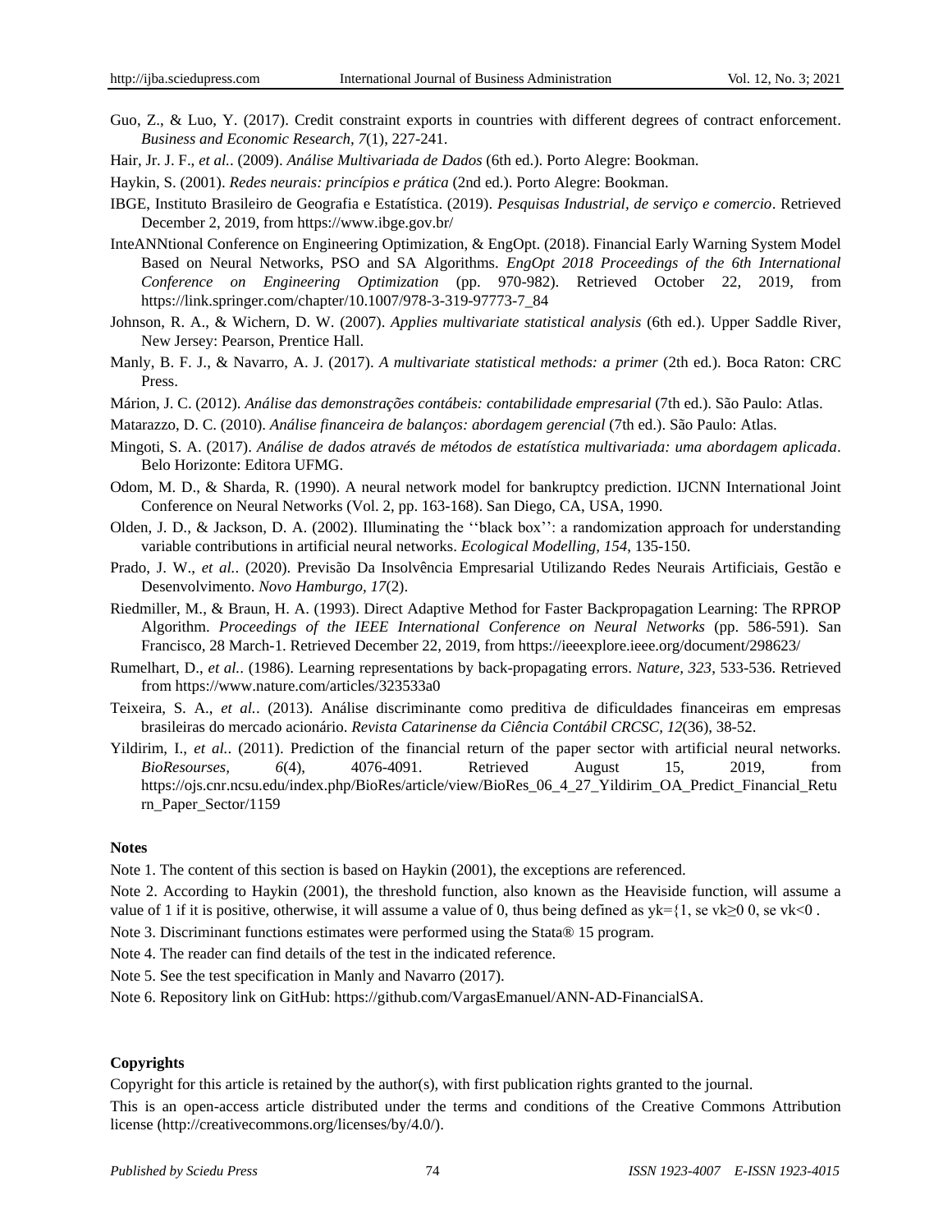Guo, Z., & Luo, Y. (2017). Credit constraint exports in countries with different degrees of contract enforcement. *Business and Economic Research*, *7*(1), 227-241.

Hair, Jr. J. F., *et al.*. (2009). *Análise Multivariada de Dados* (6th ed.). Porto Alegre: Bookman.

Haykin, S. (2001). *Redes neurais: princípios e prática* (2nd ed.). Porto Alegre: Bookman.

IBGE, Instituto Brasileiro de Geografia e Estatística. (2019). *Pesquisas Industrial, de serviço e comercio*. Retrieved December 2, 2019, from https://www.ibge.gov.br/

InteANNtional Conference on Engineering Optimization, & EngOpt. (2018). Financial Early Warning System Model Based on Neural Networks, PSO and SA Algorithms. *EngOpt 2018 Proceedings of the 6th International Conference on Engineering Optimization* (pp. 970-982). Retrieved October 22, 2019, from https://link.springer.com/chapter/10.1007/978-3-319-97773-7_84

Johnson, R. A., & Wichern, D. W. (2007). *Applies multivariate statistical analysis* (6th ed.). Upper Saddle River, New Jersey: Pearson, Prentice Hall.

Manly, B. F. J., & Navarro, A. J. (2017). *A multivariate statistical methods: a primer* (2th ed.). Boca Raton: CRC Press.

Márion, J. C. (2012). *Análise das demonstrações contábeis: contabilidade empresarial* (7th ed.). São Paulo: Atlas.

Matarazzo, D. C. (2010). *Análise financeira de balanços: abordagem gerencial* (7th ed.). São Paulo: Atlas.

Mingoti, S. A. (2017). *Análise de dados através de métodos de estatística multivariada: uma abordagem aplicada*. Belo Horizonte: Editora UFMG.

Odom, M. D., & Sharda, R. (1990). A neural network model for bankruptcy prediction. IJCNN International Joint Conference on Neural Networks (Vol. 2, pp. 163-168). San Diego, CA, USA, 1990.

Olden, J. D., & Jackson, D. A. (2002). Illuminating the ‘‘black box’’: a randomization approach for understanding variable contributions in artificial neural networks. *Ecological Modelling, 154*, 135-150.

Prado, J. W., *et al.*. (2020). Previsão Da Insolvência Empresarial Utilizando Redes Neurais Artificiais, Gestão e Desenvolvimento. *Novo Hamburgo, 17*(2).

Riedmiller, M., & Braun, H. A. (1993). Direct Adaptive Method for Faster Backpropagation Learning: The RPROP Algorithm. *Proceedings of the IEEE International Conference on Neural Networks* (pp. 586-591). San Francisco, 28 March-1. Retrieved December 22, 2019, from https://ieeexplore.ieee.org/document/298623/

Rumelhart, D., *et al.*. (1986). Learning representations by back-propagating errors. *Nature, 323*, 533-536. Retrieved from https://www.nature.com/articles/323533a0

Teixeira, S. A., *et al.*. (2013). Análise discriminante como preditiva de dificuldades financeiras em empresas brasileiras do mercado acionário. *Revista Catarinense da Ciência Contábil CRCSC, 12*(36), 38-52.

Yildirim, I., *et al.*. (2011). Prediction of the financial return of the paper sector with artificial neural networks. *BioResourses, 6*(4), 4076-4091. Retrieved August 15, 2019, from https://ojs.cnr.ncsu.edu/index.php/BioRes/article/view/BioRes_06_4_27_Yildirim_OA_Predict_Financial_Return_Paper_Sector/1159

**Notes**

Note 1. The content of this section is based on Haykin (2001), the exceptions are referenced.

Note 2. According to Haykin (2001), the threshold function, also known as the Heaviside function, will assume a value of 1 if it is positive, otherwise, it will assume a value of 0, thus being defined as yk={1, se vk≥0 0, se vk<0 .

Note 3. Discriminant functions estimates were performed using the Stata® 15 program.

Note 4. The reader can find details of the test in the indicated reference.

Note 5. See the test specification in Manly and Navarro (2017).

Note 6. Repository link on GitHub: https://github.com/VargasEmanuel/ANN-AD-FinancialSA.

**Copyrights**

Copyright for this article is retained by the author(s), with first publication rights granted to the journal.

This is an open-access article distributed under the terms and conditions of the Creative Commons Attribution license (http://creativecommons.org/licenses/by/4.0/).